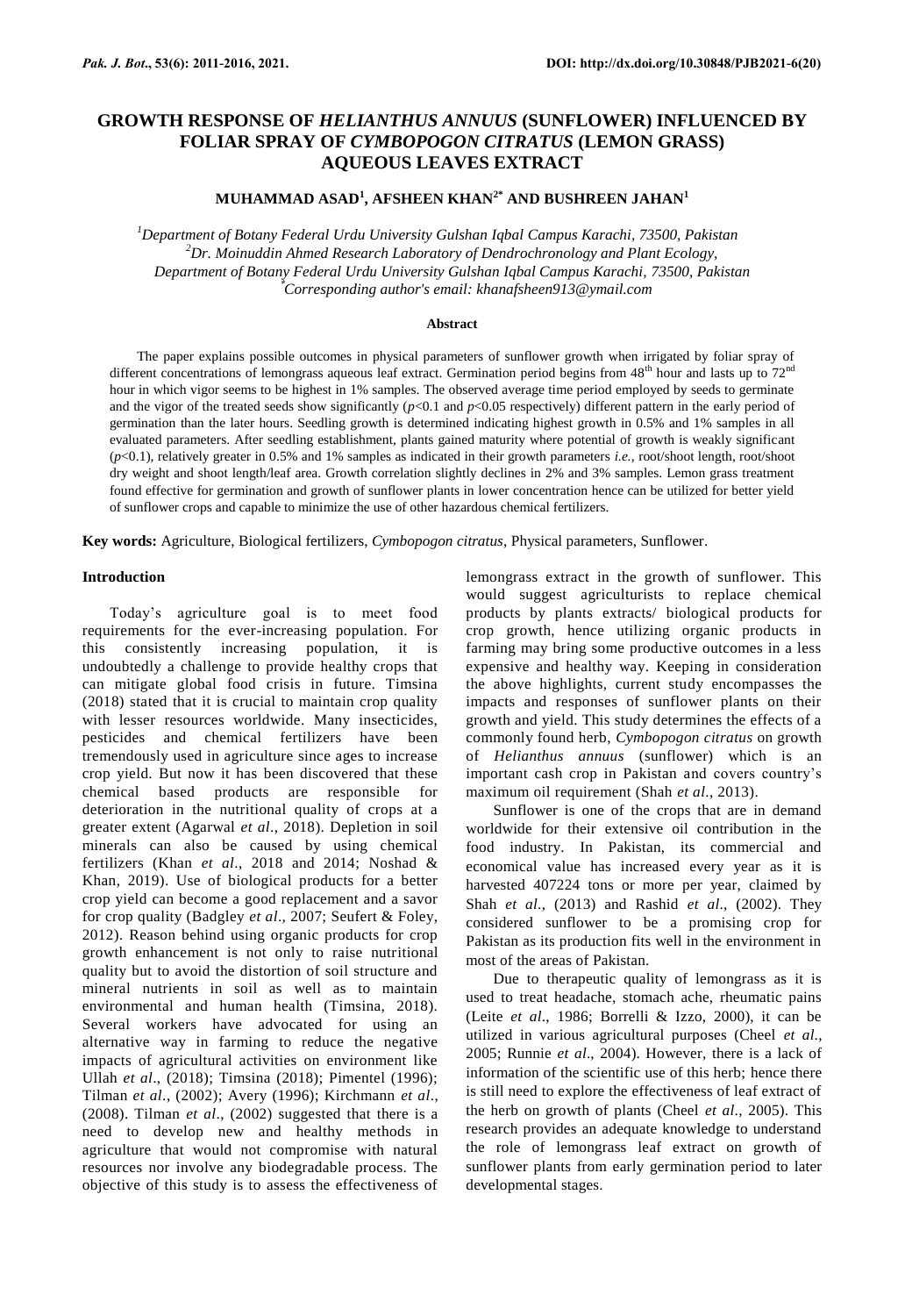# GROWTH RESPONSE OF *HELIANTHUS ANNUUS* (SUNFLOWER) INFLUENCED BY FOLIAR SPRAY OF *CYMBOPOGON CITRATUS* (LEMON GRASS) AQUEOUS LEAVES EXTRACT

**MUHAMMAD ASAD[1], AFSHEEN KHAN[2*] AND BUSHREEN JAHAN[1]**

*[1]Department of Botany Federal Urdu University Gulshan Iqbal Campus Karachi, 73500, Pakistan*
*[2]Dr. Moinuddin Ahmed Research Laboratory of Dendrochronology and Plant Ecology, Department of Botany Federal Urdu University Gulshan Iqbal Campus Karachi, 73500, Pakistan*
*[*]Corresponding author's email: khanafsheen913@ymail.com*

## Abstract

The paper explains possible outcomes in physical parameters of sunflower growth when irrigated by foliar spray of different concentrations of lemongrass aqueous leaf extract. Germination period begins from 48th hour and lasts up to 72nd hour in which vigor seems to be highest in 1% samples. The observed average time period employed by seeds to germinate and the vigor of the treated seeds show significantly ($p<0.1$ and $p<0.05$ respectively) different pattern in the early period of germination than the later hours. Seedling growth is determined indicating highest growth in 0.5% and 1% samples in all evaluated parameters. After seedling establishment, plants gained maturity where potential of growth is weakly significant ($p<0.1$), relatively greater in 0.5% and 1% samples as indicated in their growth parameters *i.e.,* root/shoot length, root/shoot dry weight and shoot length/leaf area. Growth correlation slightly declines in 2% and 3% samples. Lemon grass treatment found effective for germination and growth of sunflower plants in lower concentration hence can be utilized for better yield of sunflower crops and capable to minimize the use of other hazardous chemical fertilizers.

**Key words:** Agriculture, Biological fertilizers, *Cymbopogon citratus*, Physical parameters, Sunflower.

## Introduction

Today's agriculture goal is to meet food requirements for the ever-increasing population. For this consistently increasing population, it is undoubtedly a challenge to provide healthy crops that can mitigate global food crisis in future. Timsina (2018) stated that it is crucial to maintain crop quality with lesser resources worldwide. Many insecticides, pesticides and chemical fertilizers have been tremendously used in agriculture since ages to increase crop yield. But now it has been discovered that these chemical based products are responsible for deterioration in the nutritional quality of crops at a greater extent (Agarwal *et al*., 2018). Depletion in soil minerals can also be caused by using chemical fertilizers (Khan *et al*., 2018 and 2014; Noshad & Khan, 2019). Use of biological products for a better crop yield can become a good replacement and a savor for crop quality (Badgley *et al*., 2007; Seufert & Foley, 2012). Reason behind using organic products for crop growth enhancement is not only to raise nutritional quality but to avoid the distortion of soil structure and mineral nutrients in soil as well as to maintain environmental and human health (Timsina, 2018). Several workers have advocated for using an alternative way in farming to reduce the negative impacts of agricultural activities on environment like Ullah *et al*., (2018); Timsina (2018); Pimentel (1996); Tilman *et al*., (2002); Avery (1996); Kirchmann *et al*., (2008). Tilman *et al*., (2002) suggested that there is a need to develop new and healthy methods in agriculture that would not compromise with natural resources nor involve any biodegradable process. The objective of this study is to assess the effectiveness of lemongrass extract in the growth of sunflower. This would suggest agriculturists to replace chemical products by plants extracts/ biological products for crop growth, hence utilizing organic products in farming may bring some productive outcomes in a less expensive and healthy way. Keeping in consideration the above highlights, current study encompasses the impacts and responses of sunflower plants on their growth and yield. This study determines the effects of a commonly found herb, *Cymbopogon citratus* on growth of *Helianthus annuus* (sunflower) which is an important cash crop in Pakistan and covers country's maximum oil requirement (Shah *et al*., 2013).

Sunflower is one of the crops that are in demand worldwide for their extensive oil contribution in the food industry. In Pakistan, its commercial and economical value has increased every year as it is harvested 407224 tons or more per year, claimed by Shah *et al*., (2013) and Rashid *et al*., (2002). They considered sunflower to be a promising crop for Pakistan as its production fits well in the environment in most of the areas of Pakistan.

Due to therapeutic quality of lemongrass as it is used to treat headache, stomach ache, rheumatic pains (Leite *et al*., 1986; Borrelli & Izzo, 2000), it can be utilized in various agricultural purposes (Cheel *et al.*, 2005; Runnie *et al.,* 2004). However, there is a lack of information of the scientific use of this herb; hence there is still need to explore the effectiveness of leaf extract of the herb on growth of plants (Cheel *et al*., 2005). This research provides an adequate knowledge to understand the role of lemongrass leaf extract on growth of sunflower plants from early germination period to later developmental stages.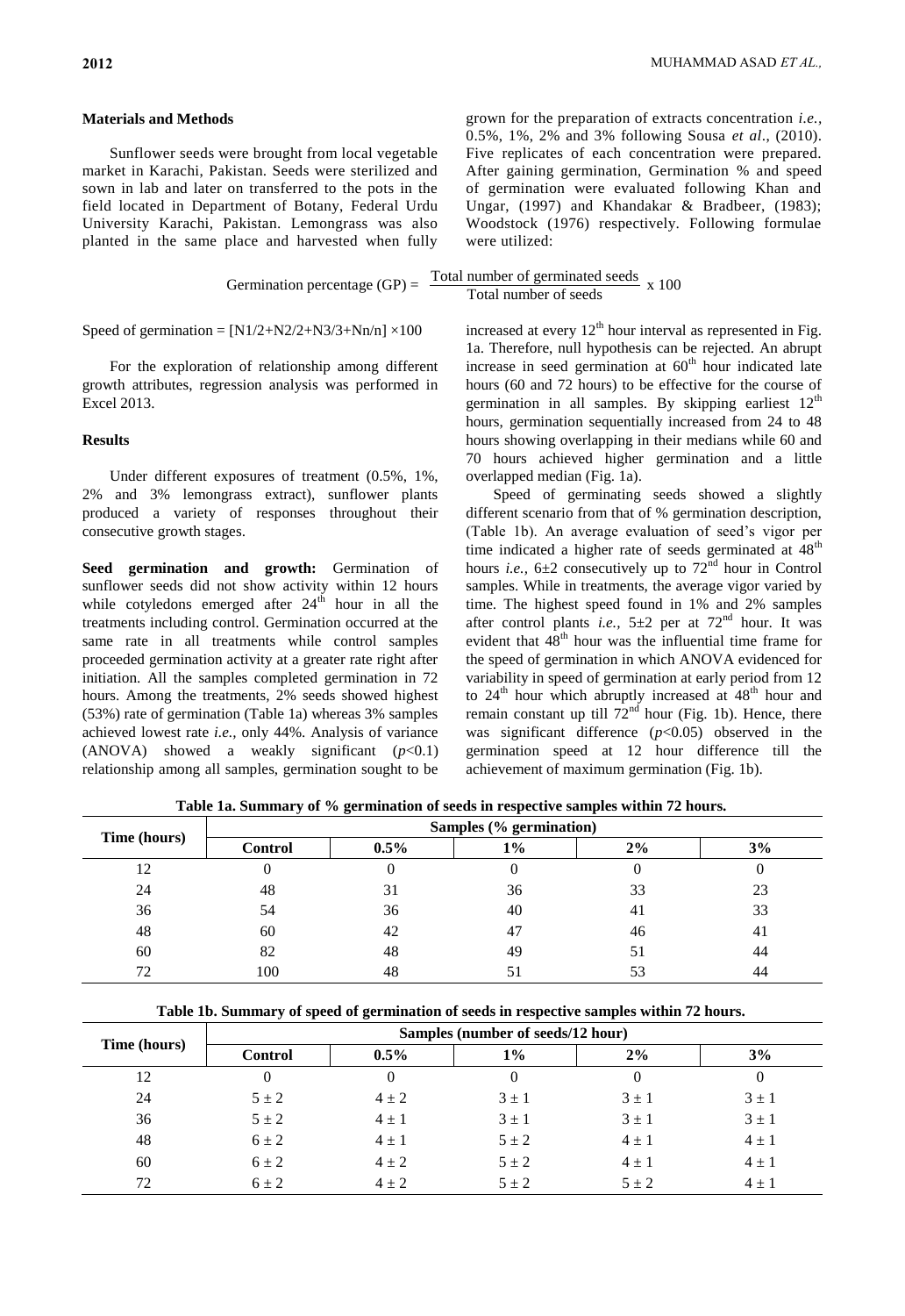## Materials and Methods

Sunflower seeds were brought from local vegetable market in Karachi, Pakistan. Seeds were sterilized and sown in lab and later on transferred to the pots in the field located in Department of Botany, Federal Urdu University Karachi, Pakistan. Lemongrass was also planted in the same place and harvested when fully grown for the preparation of extracts concentration *i.e.,* 0.5%, 1%, 2% and 3% following Sousa *et al*., (2010). Five replicates of each concentration were prepared. After gaining germination, Germination % and speed of germination were evaluated following Khan and Ungar, (1997) and Khandakar & Bradbeer, (1983); Woodstock (1976) respectively. Following formulae were utilized:

$$\text{Germination percentage (GP)} = \frac{\text{Total number of germinated seeds}}{\text{Total number of seeds}} \times 100$$

$$\text{Speed of germination} = [N1/2+N2/2+N3/3+Nn/n] \times 100$$

For the exploration of relationship among different growth attributes, regression analysis was performed in Excel 2013.

## Results

Under different exposures of treatment (0.5%, 1%, 2% and 3% lemongrass extract), sunflower plants produced a variety of responses throughout their consecutive growth stages.

**Seed germination and growth:** Germination of sunflower seeds did not show activity within 12 hours while cotyledons emerged after 24$^{th}$ hour in all the treatments including control. Germination occurred at the same rate in all treatments while control samples proceeded germination activity at a greater rate right after initiation. All the samples completed germination in 72 hours. Among the treatments, 2% seeds showed highest (53%) rate of germination (Table 1a) whereas 3% samples achieved lowest rate *i.e.,* only 44%. Analysis of variance (ANOVA) showed a weakly significant ($p<0.1$) relationship among all samples, germination sought to be increased at every 12$^{th}$ hour interval as represented in Fig. 1a. Therefore, null hypothesis can be rejected. An abrupt increase in seed germination at 60$^{th}$ hour indicated late hours (60 and 72 hours) to be effective for the course of germination in all samples. By skipping earliest 12$^{th}$ hours, germination sequentially increased from 24 to 48 hours showing overlapping in their medians while 60 and 70 hours achieved higher germination and a little overlapped median (Fig. 1a).

Speed of germinating seeds showed a slightly different scenario from that of % germination description, (Table 1b). An average evaluation of seed's vigor per time indicated a higher rate of seeds germinated at 48$^{th}$ hours *i.e.,* 6±2 consecutively up to 72$^{nd}$ hour in Control samples. While in treatments, the average vigor varied by time. The highest speed found in 1% and 2% samples after control plants *i.e.,* 5±2 per at 72$^{nd}$ hour. It was evident that 48$^{th}$ hour was the influential time frame for the speed of germination in which ANOVA evidenced for variability in speed of germination at early period from 12 to 24$^{th}$ hour which abruptly increased at 48$^{th}$ hour and remain constant up till 72$^{nd}$ hour (Fig. 1b). Hence, there was significant difference ($p<0.05$) observed in the germination speed at 12 hour difference till the achievement of maximum germination (Fig. 1b).

**Table 1a. Summary of % germination of seeds in respective samples within 72 hours.**

| Time (hours) | Samples (% germination) | | | | |
|---|---|---|---|---|---|
| | Control | 0.5% | 1% | 2% | 3% |
| 12 | 0 | 0 | 0 | 0 | 0 |
| 24 | 48 | 31 | 36 | 33 | 23 |
| 36 | 54 | 36 | 40 | 41 | 33 |
| 48 | 60 | 42 | 47 | 46 | 41 |
| 60 | 82 | 48 | 49 | 51 | 44 |
| 72 | 100 | 48 | 51 | 53 | 44 |

**Table 1b. Summary of speed of germination of seeds in respective samples within 72 hours.**

| Time (hours) | Samples (number of seeds/12 hour) | | | | |
|---|---|---|---|---|---|
| | Control | 0.5% | 1% | 2% | 3% |
| 12 | 0 | 0 | 0 | 0 | 0 |
| 24 | 5 ± 2 | 4 ± 2 | 3 ± 1 | 3 ± 1 | 3 ± 1 |
| 36 | 5 ± 2 | 4 ± 1 | 3 ± 1 | 3 ± 1 | 3 ± 1 |
| 48 | 6 ± 2 | 4 ± 1 | 5 ± 2 | 4 ± 1 | 4 ± 1 |
| 60 | 6 ± 2 | 4 ± 2 | 5 ± 2 | 4 ± 1 | 4 ± 1 |
| 72 | 6 ± 2 | 4 ± 2 | 5 ± 2 | 5 ± 2 | 4 ± 1 |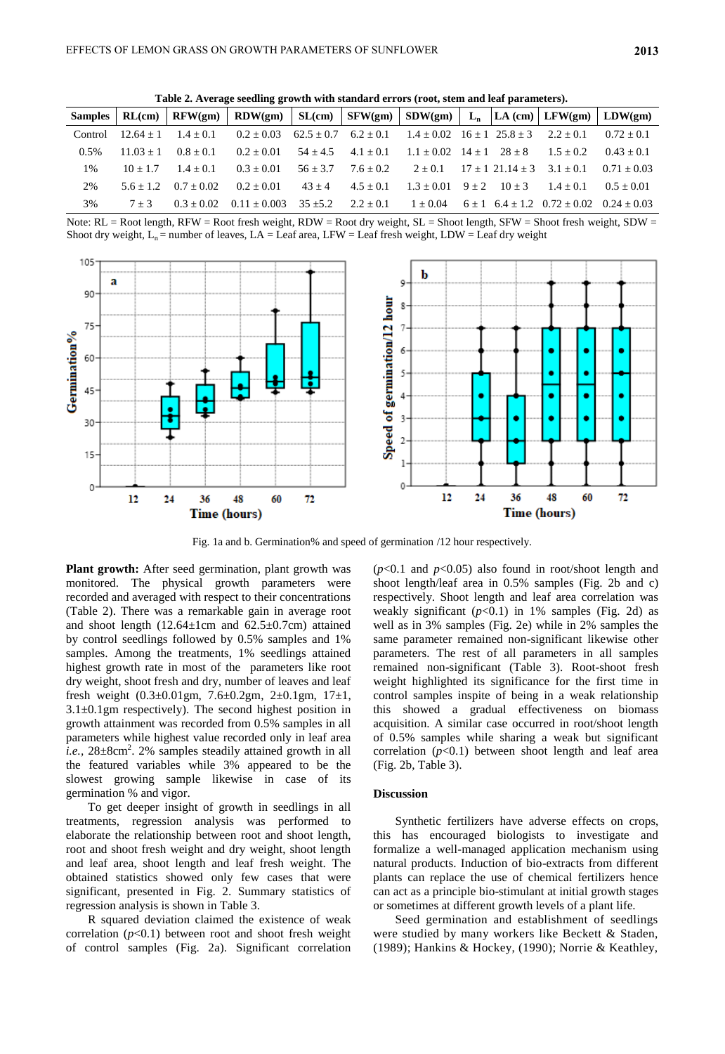**Table 2. Average seedling growth with standard errors (root, stem and leaf parameters).**

| Samples | RL(cm) | RFW(gm) | RDW(gm) | SL(cm) | SFW(gm) | SDW(gm) | $L_n$ | LA (cm) | LFW(gm) | LDW(gm) |
|---|---|---|---|---|---|---|---|---|---|---|
| Control | 12.64 ± 1 | 1.4 ± 0.1 | 0.2 ± 0.03 | 62.5 ± 0.7 | 6.2 ± 0.1 | 1.4 ± 0.02 | 16 ± 1 | 25.8 ± 3 | 2.2 ± 0.1 | 0.72 ± 0.1 |
| 0.5% | 11.03 ± 1 | 0.8 ± 0.1 | 0.2 ± 0.01 | 54 ± 4.5 | 4.1 ± 0.1 | 1.1 ± 0.02 | 14 ± 1 | 28 ± 8 | 1.5 ± 0.2 | 0.43 ± 0.1 |
| 1% | 10 ± 1.7 | 1.4 ± 0.1 | 0.3 ± 0.01 | 56 ± 3.7 | 7.6 ± 0.2 | 2 ± 0.1 | 17 ± 1 | 21.14 ± 3 | 3.1 ± 0.1 | 0.71 ± 0.03 |
| 2% | 5.6 ± 1.2 | 0.7 ± 0.02 | 0.2 ± 0.01 | 43 ± 4 | 4.5 ± 0.1 | 1.3 ± 0.01 | 9 ± 2 | 10 ± 3 | 1.4 ± 0.1 | 0.5 ± 0.01 |
| 3% | 7 ± 3 | 0.3 ± 0.02 | 0.11 ± 0.003 | 35 ±5.2 | 2.2 ± 0.1 | 1 ± 0.04 | 6 ± 1 | 6.4 ± 1.2 | 0.72 ± 0.02 | 0.24 ± 0.03 |

Note: RL = Root length, RFW = Root fresh weight, RDW = Root dry weight, SL = Shoot length, SFW = Shoot fresh weight, SDW = Shoot dry weight, $L_n$ = number of leaves, LA = Leaf area, LFW = Leaf fresh weight, LDW = Leaf dry weight

Fig. 1a and b. Germination% and speed of germination /12 hour respectively.

**Plant growth:** After seed germination, plant growth was monitored. The physical growth parameters were recorded and averaged with respect to their concentrations (Table 2). There was a remarkable gain in average root and shoot length (12.64±1cm and 62.5±0.7cm) attained by control seedlings followed by 0.5% samples and 1% samples. Among the treatments, 1% seedlings attained highest growth rate in most of the parameters like root dry weight, shoot fresh and dry, number of leaves and leaf fresh weight (0.3±0.01gm, 7.6±0.2gm, 2±0.1gm, 17±1, 3.1±0.1gm respectively). The second highest position in growth attainment was recorded from 0.5% samples in all parameters while highest value recorded only in leaf area *i.e.*, 28±8cm$^2$. 2% samples steadily attained growth in all the featured variables while 3% appeared to be the slowest growing sample likewise in case of its germination % and vigor.

To get deeper insight of growth in seedlings in all treatments, regression analysis was performed to elaborate the relationship between root and shoot length, root and shoot fresh weight and dry weight, shoot length and leaf area, shoot length and leaf fresh weight. The obtained statistics showed only few cases that were significant, presented in Fig. 2. Summary statistics of regression analysis is shown in Table 3.

R squared deviation claimed the existence of weak correlation ($p$<0.1) between root and shoot fresh weight of control samples (Fig. 2a). Significant correlation ($p$<0.1 and $p$<0.05) also found in root/shoot length and shoot length/leaf area in 0.5% samples (Fig. 2b and c) respectively. Shoot length and leaf area correlation was weakly significant ($p$<0.1) in 1% samples (Fig. 2d) as well as in 3% samples (Fig. 2e) while in 2% samples the same parameter remained non-significant likewise other parameters. The rest of all parameters in all samples remained non-significant (Table 3). Root-shoot fresh weight highlighted its significance for the first time in control samples inspite of being in a weak relationship this showed a gradual effectiveness on biomass acquisition. A similar case occurred in root/shoot length of 0.5% samples while sharing a weak but significant correlation ($p$<0.1) between shoot length and leaf area (Fig. 2b, Table 3).

## Discussion

Synthetic fertilizers have adverse effects on crops, this has encouraged biologists to investigate and formalize a well-managed application mechanism using natural products. Induction of bio-extracts from different plants can replace the use of chemical fertilizers hence can act as a principle bio-stimulant at initial growth stages or sometimes at different growth levels of a plant life.

Seed germination and establishment of seedlings were studied by many workers like Beckett & Staden, (1989); Hankins & Hockey, (1990); Norrie & Keathley,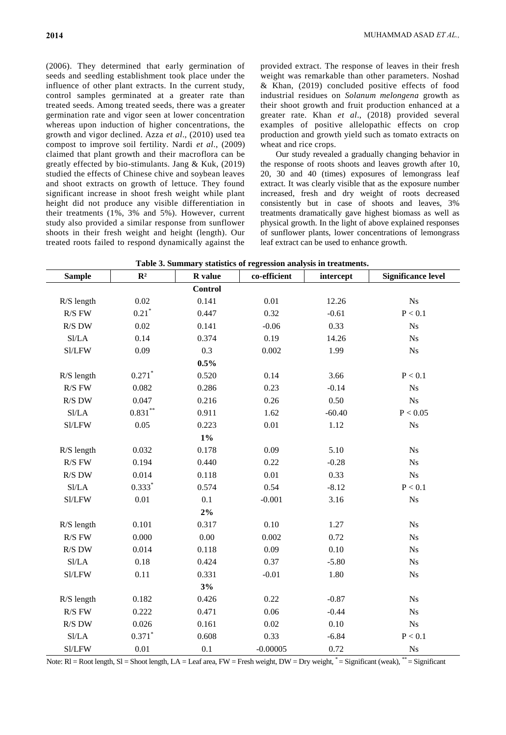(2006). They determined that early germination of seeds and seedling establishment took place under the influence of other plant extracts. In the current study, control samples germinated at a greater rate than treated seeds. Among treated seeds, there was a greater germination rate and vigor seen at lower concentration whereas upon induction of higher concentrations, the growth and vigor declined. Azza *et al*., (2010) used tea compost to improve soil fertility. Nardi *et al*., (2009) claimed that plant growth and their macroflora can be greatly effected by bio-stimulants. Jang & Kuk, (2019) studied the effects of Chinese chive and soybean leaves and shoot extracts on growth of lettuce. They found significant increase in shoot fresh weight while plant height did not produce any visible differentiation in their treatments (1%, 3% and 5%). However, current study also provided a similar response from sunflower shoots in their fresh weight and height (length). Our treated roots failed to respond dynamically against the provided extract. The response of leaves in their fresh weight was remarkable than other parameters. Noshad & Khan, (2019) concluded positive effects of food industrial residues on *Solanum melongena* growth as their shoot growth and fruit production enhanced at a greater rate. Khan *et al*., (2018) provided several examples of positive allelopathic effects on crop production and growth yield such as tomato extracts on wheat and rice crops.

Our study revealed a gradually changing behavior in the response of roots shoots and leaves growth after 10, 20, 30 and 40 (times) exposures of lemongrass leaf extract. It was clearly visible that as the exposure number increased, fresh and dry weight of roots decreased consistently but in case of shoots and leaves, 3% treatments dramatically gave highest biomass as well as physical growth. In the light of above explained responses of sunflower plants, lower concentrations of lemongrass leaf extract can be used to enhance growth.

**Table 3. Summary statistics of regression analysis in treatments.**

| Sample | $R^2$ | R value | co-efficient | intercept | Significance level |
|---|---|---|---|---|---|
| | | **Control** | | | |
| R/S length | 0.02 | 0.141 | 0.01 | 12.26 | Ns |
| R/S FW | $0.21^{*}$ | 0.447 | 0.32 | -0.61 | $P < 0.1$ |
| R/S DW | 0.02 | 0.141 | -0.06 | 0.33 | Ns |
| Sl/LA | 0.14 | 0.374 | 0.19 | 14.26 | Ns |
| Sl/LFW | 0.09 | 0.3 | 0.002 | 1.99 | Ns |
| | | **0.5%** | | | |
| R/S length | $0.271^{*}$ | 0.520 | 0.14 | 3.66 | $P < 0.1$ |
| R/S FW | 0.082 | 0.286 | 0.23 | -0.14 | Ns |
| R/S DW | 0.047 | 0.216 | 0.26 | 0.50 | Ns |
| Sl/LA | $0.831^{**}$ | 0.911 | 1.62 | -60.40 | $P < 0.05$ |
| Sl/LFW | 0.05 | 0.223 | 0.01 | 1.12 | Ns |
| | | **1%** | | | |
| R/S length | 0.032 | 0.178 | 0.09 | 5.10 | Ns |
| R/S FW | 0.194 | 0.440 | 0.22 | -0.28 | Ns |
| R/S DW | 0.014 | 0.118 | 0.01 | 0.33 | Ns |
| Sl/LA | $0.333^{*}$ | 0.574 | 0.54 | -8.12 | $P < 0.1$ |
| Sl/LFW | 0.01 | 0.1 | -0.001 | 3.16 | Ns |
| | | **2%** | | | |
| R/S length | 0.101 | 0.317 | 0.10 | 1.27 | Ns |
| R/S FW | 0.000 | 0.00 | 0.002 | 0.72 | Ns |
| R/S DW | 0.014 | 0.118 | 0.09 | 0.10 | Ns |
| Sl/LA | 0.18 | 0.424 | 0.37 | -5.80 | Ns |
| Sl/LFW | 0.11 | 0.331 | -0.01 | 1.80 | Ns |
| | | **3%** | | | |
| R/S length | 0.182 | 0.426 | 0.22 | -0.87 | Ns |
| R/S FW | 0.222 | 0.471 | 0.06 | -0.44 | Ns |
| R/S DW | 0.026 | 0.161 | 0.02 | 0.10 | Ns |
| Sl/LA | $0.371^{*}$ | 0.608 | 0.33 | -6.84 | $P < 0.1$ |
| Sl/LFW | 0.01 | 0.1 | -0.00005 | 0.72 | Ns |

Note: Rl = Root length, Sl = Shoot length, LA = Leaf area, FW = Fresh weight, DW = Dry weight, * = Significant (weak), ** = Significant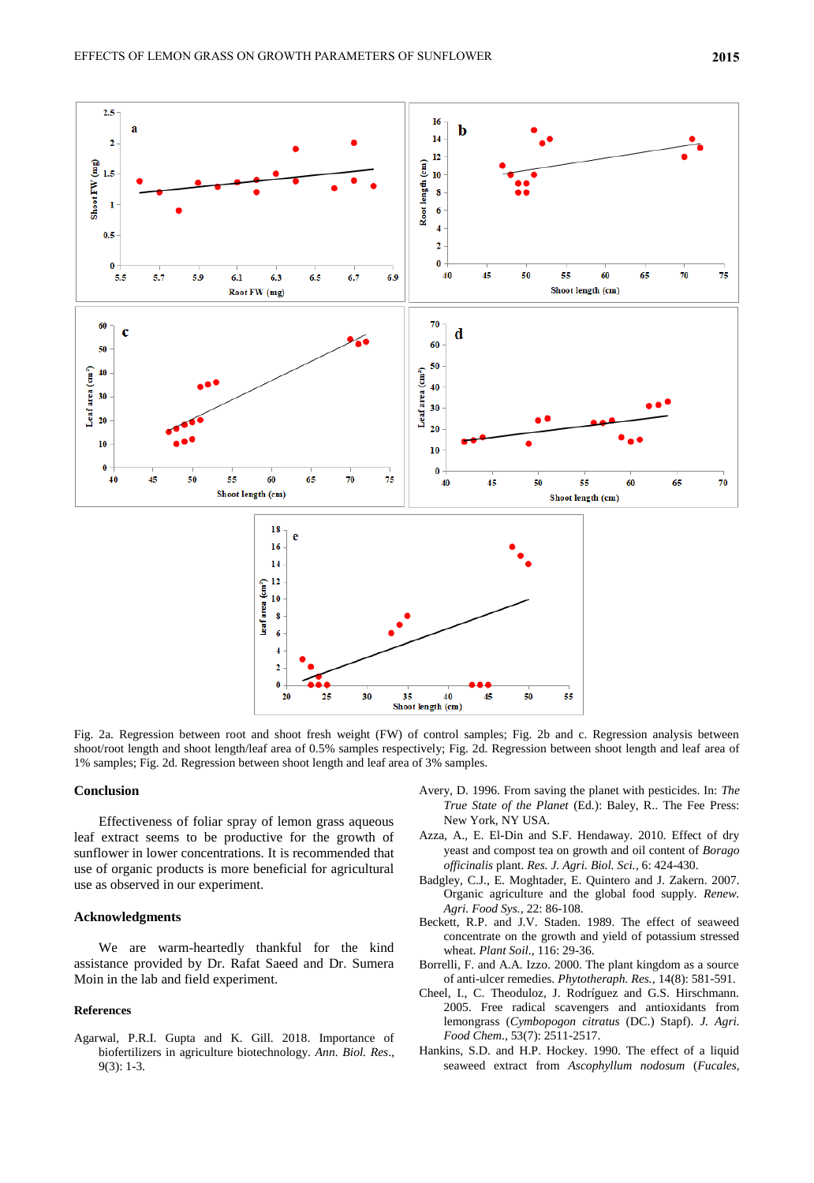Fig. 2a. Regression between root and shoot fresh weight (FW) of control samples; Fig. 2b and c. Regression analysis between shoot/root length and shoot length/leaf area of 0.5% samples respectively; Fig. 2d. Regression between shoot length and leaf area of 1% samples; Fig. 2d. Regression between shoot length and leaf area of 3% samples.

## Conclusion

Effectiveness of foliar spray of lemon grass aqueous leaf extract seems to be productive for the growth of sunflower in lower concentrations. It is recommended that use of organic products is more beneficial for agricultural use as observed in our experiment.

## Acknowledgments

We are warm-heartedly thankful for the kind assistance provided by Dr. Rafat Saeed and Dr. Sumera Moin in the lab and field experiment.

## References

Agarwal, P.R.I. Gupta and K. Gill. 2018. Importance of biofertilizers in agriculture biotechnology. *Ann. Biol. Res.*, 9(3): 1-3.

Avery, D. 1996. From saving the planet with pesticides. In: *The True State of the Planet* (Ed.): Baley, R.. The Fee Press: New York, NY USA.

Azza, A., E. El-Din and S.F. Hendaway. 2010. Effect of dry yeast and compost tea on growth and oil content of *Borago officinalis* plant. *Res. J. Agri. Biol. Sci.*, 6: 424-430.

Badgley, C.J., E. Moghtader, E. Quintero and J. Zakern. 2007. Organic agriculture and the global food supply. *Renew. Agri. Food Sys.*, 22: 86-108.

Beckett, R.P. and J.V. Staden. 1989. The effect of seaweed concentrate on the growth and yield of potassium stressed wheat. *Plant Soil*., 116: 29-36.

Borrelli, F. and A.A. Izzo. 2000. The plant kingdom as a source of anti-ulcer remedies. *Phytotheraph. Res.*, 14(8): 581-591.

Cheel, I., C. Theoduloz, J. Rodríguez and G.S. Hirschmann. 2005. Free radical scavengers and antioxidants from lemongrass (*Cymbopogon citratus* (DC.) Stapf). *J. Agri. Food Chem*., 53(7): 2511-2517.

Hankins, S.D. and H.P. Hockey. 1990. The effect of a liquid seaweed extract from *Ascophyllum nodosum* (*Fucales,*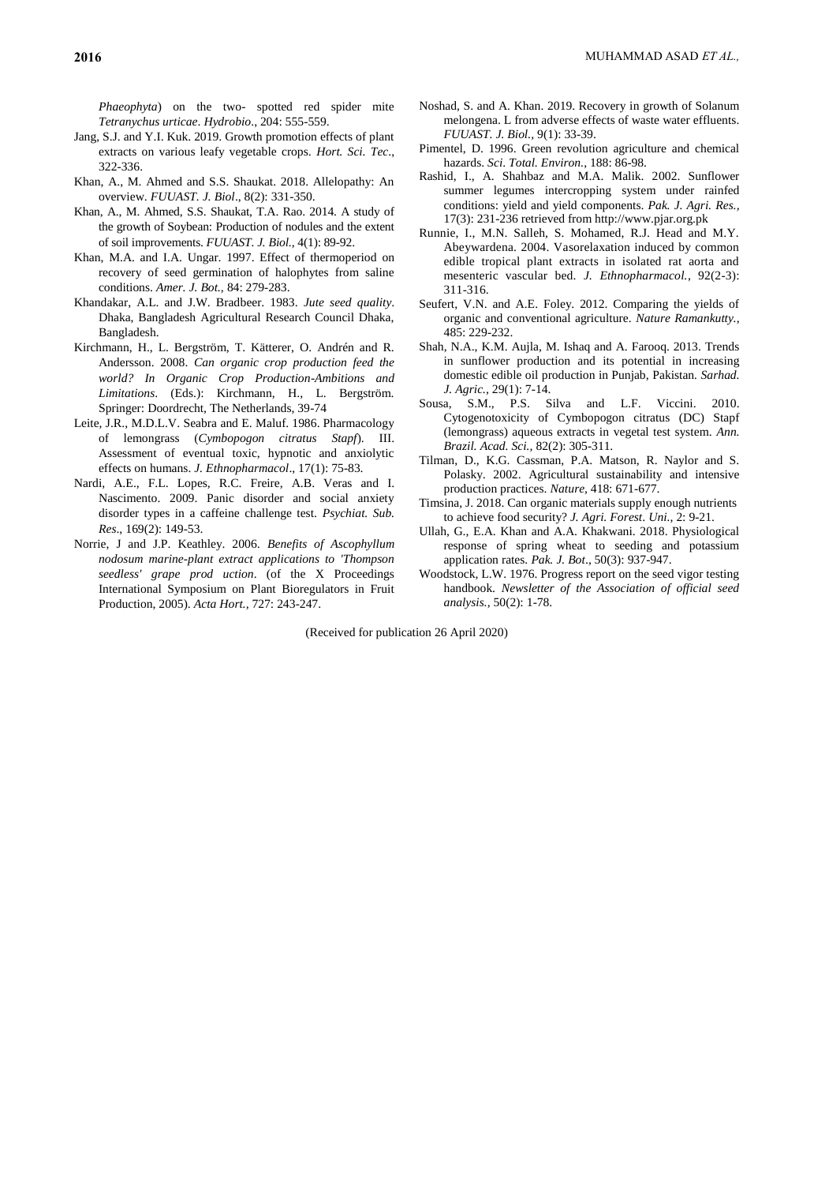*Phaeophyta*) on the two- spotted red spider mite *Tetranychus urticae*. *Hydrobio*., 204: 555-559.

Jang, S.J. and Y.I. Kuk. 2019. Growth promotion effects of plant extracts on various leafy vegetable crops. *Hort. Sci. Tec*., 322-336.

Khan, A., M. Ahmed and S.S. Shaukat. 2018. Allelopathy: An overview. *FUUAST. J. Biol*., 8(2): 331-350.

Khan, A., M. Ahmed, S.S. Shaukat, T.A. Rao. 2014. A study of the growth of Soybean: Production of nodules and the extent of soil improvements. *FUUAST. J. Biol.,* 4(1): 89-92.

Khan, M.A. and I.A. Ungar. 1997. Effect of thermoperiod on recovery of seed germination of halophytes from saline conditions. *Amer. J. Bot.,* 84: 279-283.

Khandakar, A.L. and J.W. Bradbeer. 1983. *Jute seed quality*. Dhaka, Bangladesh Agricultural Research Council Dhaka, Bangladesh.

Kirchmann, H., L. Bergström, T. Kätterer, O. Andrén and R. Andersson. 2008. *Can organic crop production feed the world? In Organic Crop Production-Ambitions and Limitations*. (Eds.): Kirchmann, H., L. Bergström. Springer: Doordrecht, The Netherlands, 39-74

Leite, J.R., M.D.L.V. Seabra and E. Maluf. 1986. Pharmacology of lemongrass (*Cymbopogon citratus Stapf*). III. Assessment of eventual toxic, hypnotic and anxiolytic effects on humans. *J. Ethnopharmacol*., 17(1): 75-83.

Nardi, A.E., F.L. Lopes, R.C. Freire, A.B. Veras and I. Nascimento. 2009. Panic disorder and social anxiety disorder types in a caffeine challenge test. *Psychiat. Sub. Res*., 169(2): 149-53.

Norrie, J and J.P. Keathley. 2006. *Benefits of Ascophyllum nodosum marine-plant extract applications to 'Thompson seedless' grape prod uction*. (of the X Proceedings International Symposium on Plant Bioregulators in Fruit Production, 2005). *Acta Hort.,* 727: 243-247.

Noshad, S. and A. Khan. 2019. Recovery in growth of Solanum melongena. L from adverse effects of waste water effluents. *FUUAST. J. Biol.,* 9(1): 33-39.

Pimentel, D. 1996. Green revolution agriculture and chemical hazards. *Sci. Total. Environ.,* 188: 86-98.

Rashid, I., A. Shahbaz and M.A. Malik. 2002. Sunflower summer legumes intercropping system under rainfed conditions: yield and yield components. *Pak. J. Agri. Res.,* 17(3): 231-236 retrieved from http://www.pjar.org.pk

Runnie, I., M.N. Salleh, S. Mohamed, R.J. Head and M.Y. Abeywardena. 2004. Vasorelaxation induced by common edible tropical plant extracts in isolated rat aorta and mesenteric vascular bed. *J. Ethnopharmacol.,* 92(2-3): 311-316.

Seufert, V.N. and A.E. Foley. 2012. Comparing the yields of organic and conventional agriculture. *Nature Ramankutty.,* 485: 229-232.

Shah, N.A., K.M. Aujla, M. Ishaq and A. Farooq. 2013. Trends in sunflower production and its potential in increasing domestic edible oil production in Punjab, Pakistan. *Sarhad. J. Agric.,* 29(1): 7-14.

Sousa, S.M., P.S. Silva and L.F. Viccini. 2010. Cytogenotoxicity of Cymbopogon citratus (DC) Stapf (lemongrass) aqueous extracts in vegetal test system. *Ann. Brazil. Acad. Sci.,* 82(2): 305-311.

Tilman, D., K.G. Cassman, P.A. Matson, R. Naylor and S. Polasky. 2002. Agricultural sustainability and intensive production practices. *Nature*, 418: 671-677.

Timsina, J. 2018. Can organic materials supply enough nutrients to achieve food security? *J. Agri. Forest. Uni.,* 2: 9-21.

Ullah, G., E.A. Khan and A.A. Khakwani. 2018. Physiological response of spring wheat to seeding and potassium application rates. *Pak. J. Bot*., 50(3): 937-947.

Woodstock, L.W. 1976. Progress report on the seed vigor testing handbook. *Newsletter of the Association of official seed analysis.,* 50(2): 1-78.

(Received for publication 26 April 2020)